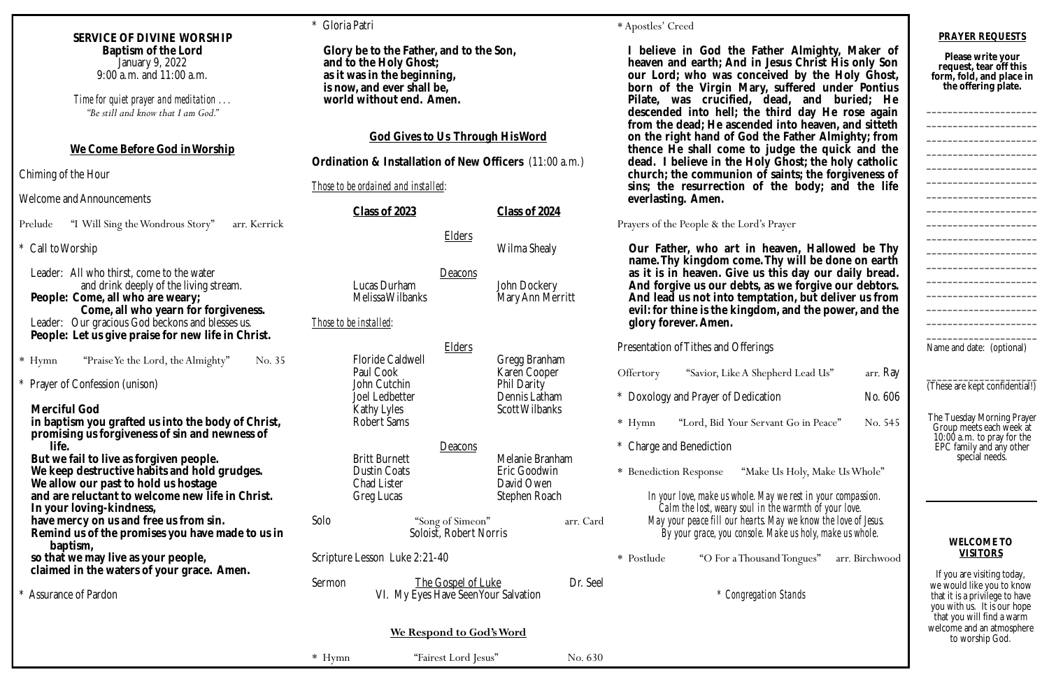**SERVICE OF DIVINE WORSHIP**
**Baptism of the Lord**
January 9, 2022
9:00 a.m. and 11:00 a.m.

*Time for quiet prayer and meditation . . .*
*"Be still and know that I am God."*

## We Come Before God in Worship

Chiming of the Hour

Welcome and Announcements

Prelude "I Will Sing the Wondrous Story" arr. Kerrick

\* Call to Worship

Leader: All who thirst, come to the water
and drink deeply of the living stream.
**People: Come, all who are weary;**
**Come, all who yearn for forgiveness.**
Leader: Our gracious God beckons and blesses us.
**People: Let us give praise for new life in Christ.**

\* Hymn "Praise Ye the Lord, the Almighty" No. 35

\* Prayer of Confession (unison)

**Merciful God**
**in baptism you grafted us into the body of Christ,**
**promising us forgiveness of sin and newness of life.**
**But we fail to live as forgiven people.**
**We keep destructive habits and hold grudges.**
**We allow our past to hold us hostage**
**and are reluctant to welcome new life in Christ.**
**In your loving-kindness,**
**have mercy on us and free us from sin.**
**Remind us of the promises you have made to us in baptism,**
**so that we may live as your people,**
**claimed in the waters of your grace. Amen.**

\* Assurance of Pardon

\* Gloria Patri

**Glory be to the Father, and to the Son,**
**and to the Holy Ghost;**
**as it was in the beginning,**
**is now, and ever shall be,**
**world without end. Amen.**

## God Gives to Us Through His Word

**Ordination & Installation of New Officers** (11:00 a.m.)

*Those to be ordained and installed:*

| Class of 2023 | Class of 2024 |
|---|---|
| **Elders** | |
| | Wilma Shealy |
| **Deacons** | |
| Lucas Durham | John Dockery |
| Melissa Wilbanks | Mary Ann Merritt |

*Those to be installed:*

| | |
|---|---|
| **Elders** | |
| Floride Caldwell | Gregg Branham |
| Paul Cook | Karen Cooper |
| John Cutchin | Phil Darity |
| Joel Ledbetter | Dennis Latham |
| Kathy Lyles | Scott Wilbanks |
| Robert Sams | |
| **Deacons** | |
| Britt Burnett | Melanie Branham |
| Dustin Coats | Eric Goodwin |
| Chad Lister | David Owen |
| Greg Lucas | Stephen Roach |

Solo "Song of Simeon" arr. Card
Soloist, Robert Norris

Scripture Lesson Luke 2:21-40

Sermon The Gospel of Luke Dr. Seel
VI. My Eyes Have Seen Your Salvation

## We Respond to God's Word

\* Hymn "Fairest Lord Jesus" No. 630

\* Apostles' Creed

**I believe in God the Father Almighty, Maker of heaven and earth; And in Jesus Christ His only Son our Lord; who was conceived by the Holy Ghost, born of the Virgin Mary, suffered under Pontius Pilate, was crucified, dead, and buried; He descended into hell; the third day He rose again from the dead; He ascended into heaven, and sitteth on the right hand of God the Father Almighty; from thence He shall come to judge the quick and the dead. I believe in the Holy Ghost; the holy catholic church; the communion of saints; the forgiveness of sins; the resurrection of the body; and the life everlasting. Amen.**

Prayers of the People & the Lord's Prayer

**Our Father, who art in heaven, Hallowed be Thy name. Thy kingdom come. Thy will be done on earth as it is in heaven. Give us this day our daily bread. And forgive us our debts, as we forgive our debtors. And lead us not into temptation, but deliver us from evil: for thine is the kingdom, and the power, and the glory forever. Amen.**

Presentation of Tithes and Offerings

Offertory "Savior, Like A Shepherd Lead Us" arr. Ray

\* Doxology and Prayer of Dedication No. 606

\* Hymn "Lord, Bid Your Servant Go in Peace" No. 545

\* Charge and Benediction

\* Benediction Response "Make Us Holy, Make Us Whole"

*In your love, make us whole. May we rest in your compassion.*
*Calm the lost, weary soul in the warmth of your love.*
*May your peace fill our hearts. May we know the love of Jesus.*
*By your grace, you console. Make us holy, make us whole.*

\* Postlude "O For a Thousand Tongues" arr. Birchwood

*\* Congregation Stands*

**PRAYER REQUESTS**

**Please write your request, tear off this form, fold, and place in the offering plate.**

\_\_\_\_\_\_\_\_\_\_\_\_\_\_\_\_\_\_\_\_
\_\_\_\_\_\_\_\_\_\_\_\_\_\_\_\_\_\_\_\_
\_\_\_\_\_\_\_\_\_\_\_\_\_\_\_\_\_\_\_\_
\_\_\_\_\_\_\_\_\_\_\_\_\_\_\_\_\_\_\_\_
\_\_\_\_\_\_\_\_\_\_\_\_\_\_\_\_\_\_\_\_
\_\_\_\_\_\_\_\_\_\_\_\_\_\_\_\_\_\_\_\_

Name and date: (optional)

\_\_\_\_\_\_\_\_\_\_\_\_\_\_\_\_\_\_\_\_
(These are kept confidential!)

The Tuesday Morning Prayer Group meets each week at 10:00 a.m. to pray for the EPC family and any other special needs.

**WELCOME TO VISITORS**

If you are visiting today, we would like you to know that it is a privilege to have you with us. It is our hope that you will find a warm welcome and an atmosphere to worship God.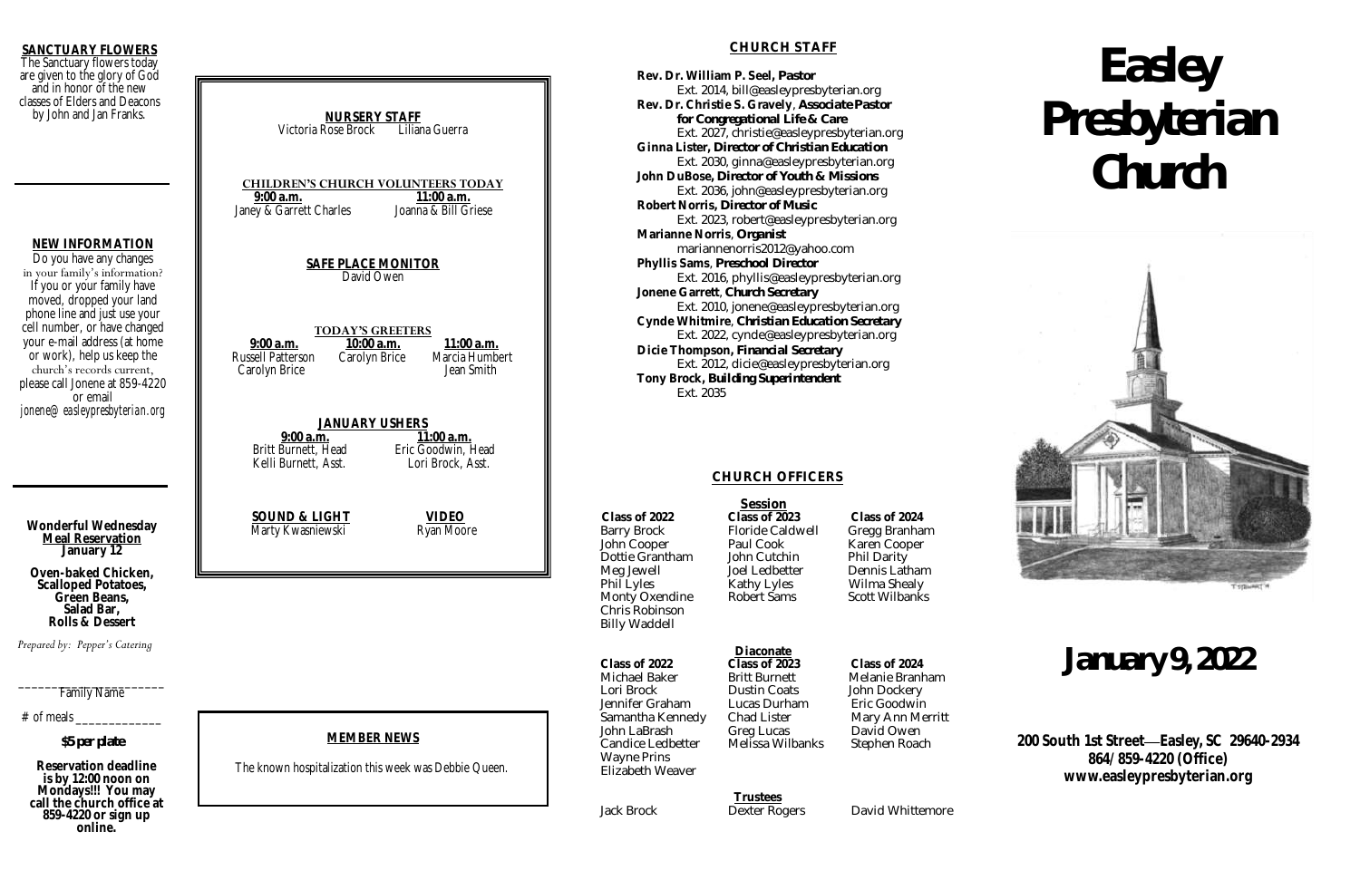**SANCTUARY FLOWERS**

The Sanctuary flowers today are given to the glory of God and in honor of the new classes of Elders and Deacons by John and Jan Franks.

**NEW INFORMATION**

Do you have any changes in your family's information? If you or your family have moved, dropped your land phone line and just use your cell number, or have changed your e-mail address (at home or work), help us keep the church's records current, please call Jonene at 859-4220 or email *jonene@easleypresbyterian.org*

**Wonderful Wednesday**
**Meal Reservation**
**January 12**

**Oven-baked Chicken, Scalloped Potatoes, Green Beans, Salad Bar, Rolls & Dessert**

*Prepared by: Pepper's Catering*

_____________________
Family Name

# of meals _____________

**$5 per plate**

**Reservation deadline is by 12:00 noon on Mondays!!! You may call the church office at 859-4220 or sign up online.**

**NURSERY STAFF**

Victoria Rose Brock    Liliana Guerra

**CHILDREN'S CHURCH VOLUNTEERS TODAY**

| 9:00 a.m. | 11:00 a.m. |
|---|---|
| Janey & Garrett Charles | Joanna & Bill Griese |

**SAFE PLACE MONITOR**

David Owen

**TODAY'S GREETERS**

| 9:00 a.m. | 10:00 a.m. | 11:00 a.m. |
|---|---|---|
| Russell Patterson | Carolyn Brice | Marcia Humbert |
| Carolyn Brice | | Jean Smith |

**JANUARY USHERS**

| 9:00 a.m. | 11:00 a.m. |
|---|---|
| Britt Burnett, Head | Eric Goodwin, Head |
| Kelli Burnett, Asst. | Lori Brock, Asst. |

| SOUND & LIGHT | VIDEO |
|---|---|
| Marty Kwasniewski | Ryan Moore |

**MEMBER NEWS**

The known hospitalization this week was Debbie Queen.

**CHURCH STAFF**

**Rev. Dr. William P. Seel, Pastor**
Ext. 2014, bill@easleypresbyterian.org
**Rev. Dr. Christie S. Gravely**, **Associate Pastor for Congregational Life & Care**
Ext. 2027, christie@easleypresbyterian.org
**Ginna Lister, Director of Christian Education**
Ext. 2030, ginna@easleypresbyterian.org
**John DuBose, Director of Youth & Missions**
Ext. 2036, john@easleypresbyterian.org
**Robert Norris, Director of Music**
Ext. 2023, robert@easleypresbyterian.org
**Marianne Norris**, **Organist**
mariannenorris2012@yahoo.com
**Phyllis Sams**, **Preschool Director**
Ext. 2016, phyllis@easleypresbyterian.org
**Jonene Garrett**, **Church Secretary**
Ext. 2010, jonene@easleypresbyterian.org
**Cynde Whitmire**, **Christian Education Secretary**
Ext. 2022, cynde@easleypresbyterian.org
**Dicie Thompson, Financial Secretary**
Ext. 2012, dicie@easleypresbyterian.org
**Tony Brock, Building Superintendent**
Ext. 2035

**CHURCH OFFICERS**

**Session**

| Class of 2022 | Class of 2023 | Class of 2024 |
|---|---|---|
| Barry Brock | Floride Caldwell | Gregg Branham |
| John Cooper | Paul Cook | Karen Cooper |
| Dottie Grantham | John Cutchin | Phil Darity |
| Meg Jewell | Joel Ledbetter | Dennis Latham |
| Phil Lyles | Kathy Lyles | Wilma Shealy |
| Monty Oxendine | Robert Sams | Scott Wilbanks |
| Chris Robinson | | |
| Billy Waddell | | |

**Diaconate**

| Class of 2022 | Class of 2023 | Class of 2024 |
|---|---|---|
| Michael Baker | Britt Burnett | Melanie Branham |
| Lori Brock | Dustin Coats | John Dockery |
| Jennifer Graham | Lucas Durham | Eric Goodwin |
| Samantha Kennedy | Chad Lister | Mary Ann Merritt |
| John LaBrash | Greg Lucas | David Owen |
| Candice Ledbetter | Melissa Wilbanks | Stephen Roach |
| Wayne Prins | | |
| Elizabeth Weaver | | |

**Trustees**

Jack Brock    Dexter Rogers    David Whittemore

# Easley Presbyterian Church

## January 9, 2022

**200 South 1st Street—Easley, SC 29640-2934**
**864/859-4220 (Office)**
**www.easleypresbyterian.org**